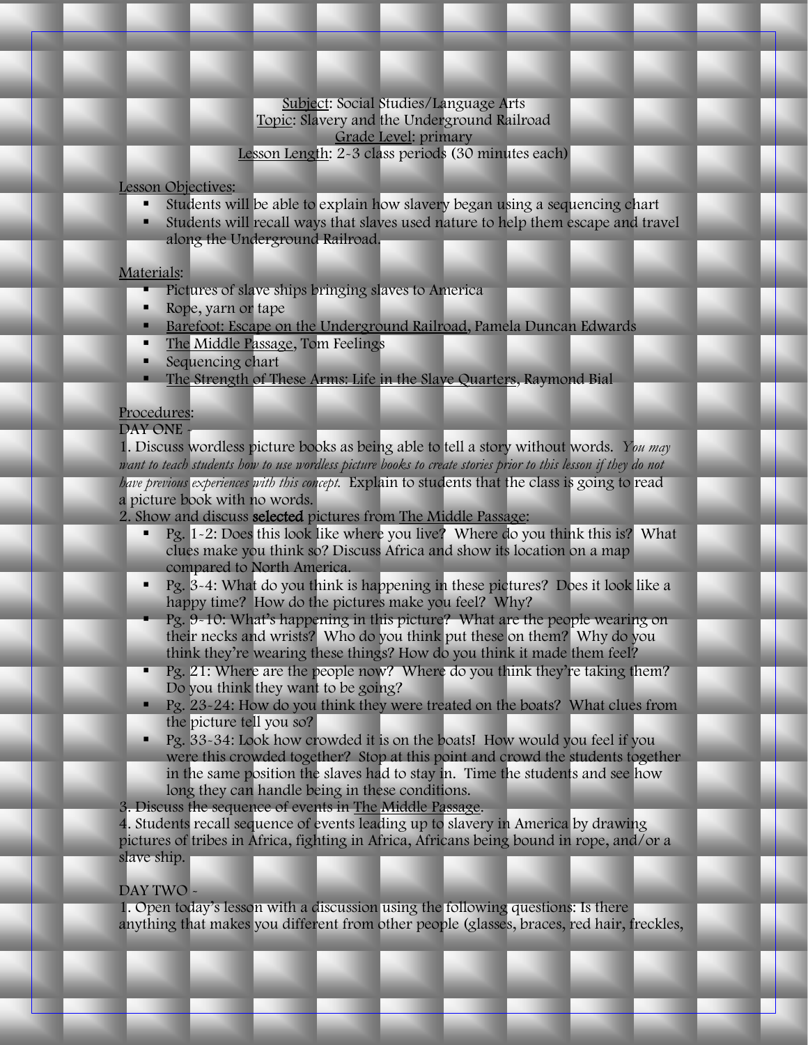<u>Subject</u>: Social Studies/Language Arts
<u>Topic</u>: Slavery and the Underground Railroad
<u>Grade Level</u>: primary
<u>Lesson Length</u>: 2-3 class periods (30 minutes each)

<u>Lesson Objectives</u>:

- Students will be able to explain how slavery began using a sequencing chart
- Students will recall ways that slaves used nature to help them escape and travel along the Underground Railroad.

<u>Materials</u>:

- Pictures of slave ships bringing slaves to America
- Rope, yarn or tape
- <u>Barefoot: Escape on the Underground Railroad</u>, Pamela Duncan Edwards
- <u>The Middle Passage</u>, Tom Feelings
- Sequencing chart
- <u>The Strength of These Arms: Life in the Slave Quarters</u>, Raymond Bial

<u>Procedures</u>:

DAY ONE -

1. Discuss wordless picture books as being able to tell a story without words. *You may want to teach students how to use wordless picture books to create stories prior to this lesson if they do not have previous experiences with this concept.* Explain to students that the class is going to read a picture book with no words.
2. Show and discuss **selected** pictures from <u>The Middle Passage</u>:
   - Pg. 1-2: Does this look like where you live? Where do you think this is? What clues make you think so? Discuss Africa and show its location on a map compared to North America.
   - Pg. 3-4: What do you think is happening in these pictures? Does it look like a happy time? How do the pictures make you feel? Why?
   - Pg. 9-10: What's happening in this picture? What are the people wearing on their necks and wrists? Who do you think put these on them? Why do you think they're wearing these things? How do you think it made them feel?
   - Pg. 21: Where are the people now? Where do you think they're taking them? Do you think they want to be going?
   - Pg. 23-24: How do you think they were treated on the boats? What clues from the picture tell you so?
   - Pg. 33-34: Look how crowded it is on the boats! How would you feel if you were this crowded together? Stop at this point and crowd the students together in the same position the slaves had to stay in. Time the students and see how long they can handle being in these conditions.
3. Discuss the sequence of events in <u>The Middle Passage</u>.
4. Students recall sequence of events leading up to slavery in America by drawing pictures of tribes in Africa, fighting in Africa, Africans being bound in rope, and/or a slave ship.

DAY TWO -

1. Open today's lesson with a discussion using the following questions: Is there anything that makes you different from other people (glasses, braces, red hair, freckles,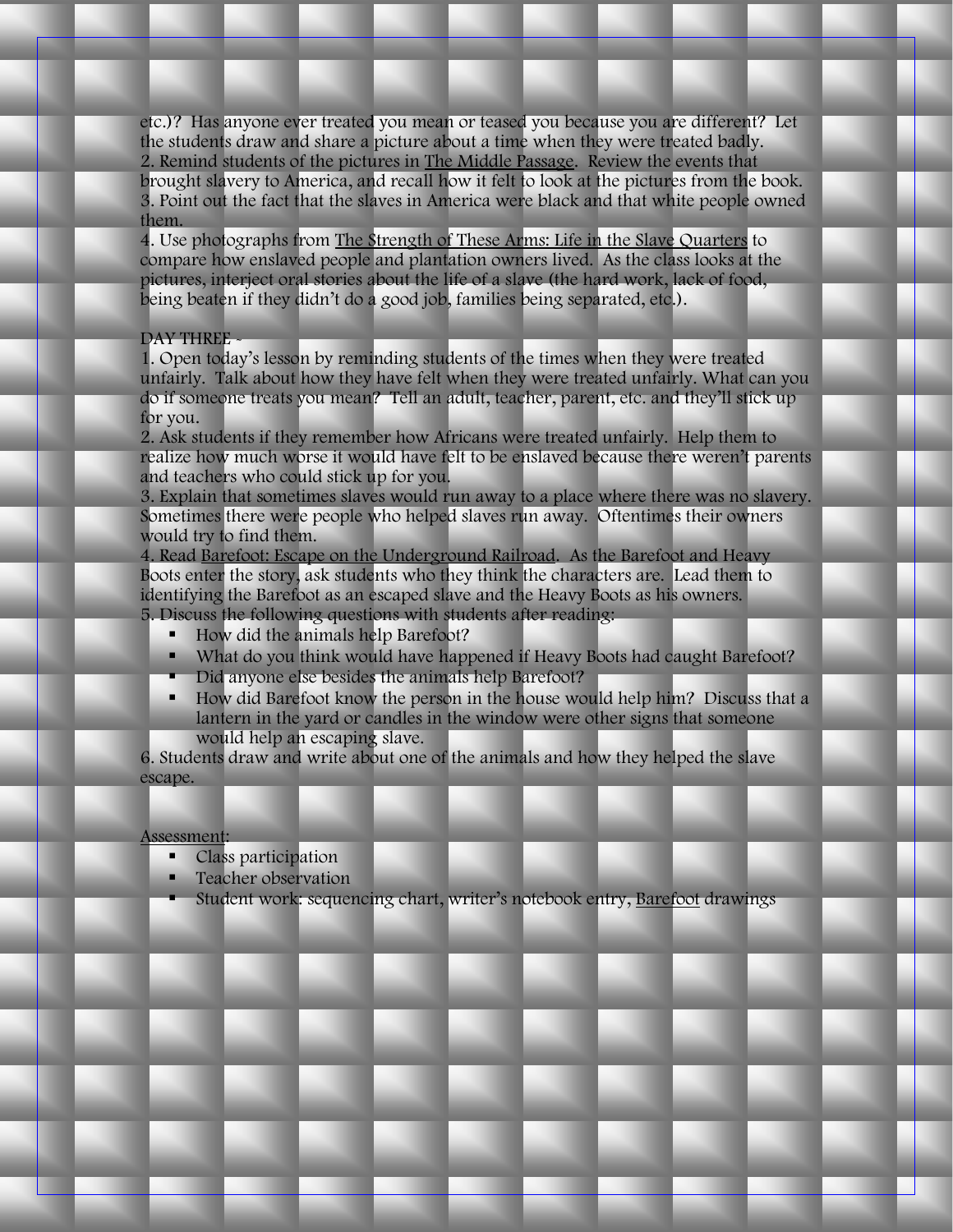etc.)? Has anyone ever treated you mean or teased you because you are different? Let the students draw and share a picture about a time when they were treated badly.
2. Remind students of the pictures in The Middle Passage. Review the events that brought slavery to America, and recall how it felt to look at the pictures from the book.
3. Point out the fact that the slaves in America were black and that white people owned them.
4. Use photographs from The Strength of These Arms: Life in the Slave Quarters to compare how enslaved people and plantation owners lived. As the class looks at the pictures, interject oral stories about the life of a slave (the hard work, lack of food, being beaten if they didn't do a good job, families being separated, etc.).

DAY THREE -
1. Open today's lesson by reminding students of the times when they were treated unfairly. Talk about how they have felt when they were treated unfairly. What can you do if someone treats you mean? Tell an adult, teacher, parent, etc. and they'll stick up for you.
2. Ask students if they remember how Africans were treated unfairly. Help them to realize how much worse it would have felt to be enslaved because there weren't parents and teachers who could stick up for you.
3. Explain that sometimes slaves would run away to a place where there was no slavery. Sometimes there were people who helped slaves run away. Oftentimes their owners would try to find them.
4. Read Barefoot: Escape on the Underground Railroad. As the Barefoot and Heavy Boots enter the story, ask students who they think the characters are. Lead them to identifying the Barefoot as an escaped slave and the Heavy Boots as his owners.
5. Discuss the following questions with students after reading:
- How did the animals help Barefoot?
- What do you think would have happened if Heavy Boots had caught Barefoot?
- Did anyone else besides the animals help Barefoot?
- How did Barefoot know the person in the house would help him? Discuss that a lantern in the yard or candles in the window were other signs that someone would help an escaping slave.

6. Students draw and write about one of the animals and how they helped the slave escape.

Assessment:
- Class participation
- Teacher observation
- Student work: sequencing chart, writer's notebook entry, Barefoot drawings